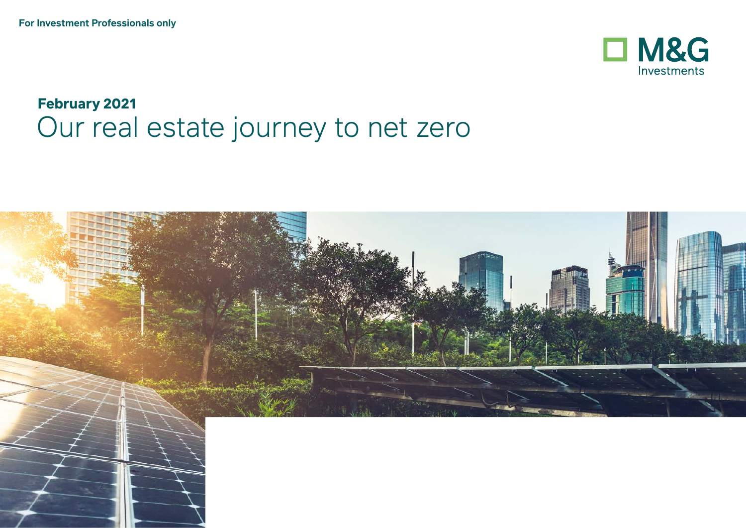For Investment Professionals only

M&G Investments

**February 2021**

# Our real estate journey to net zero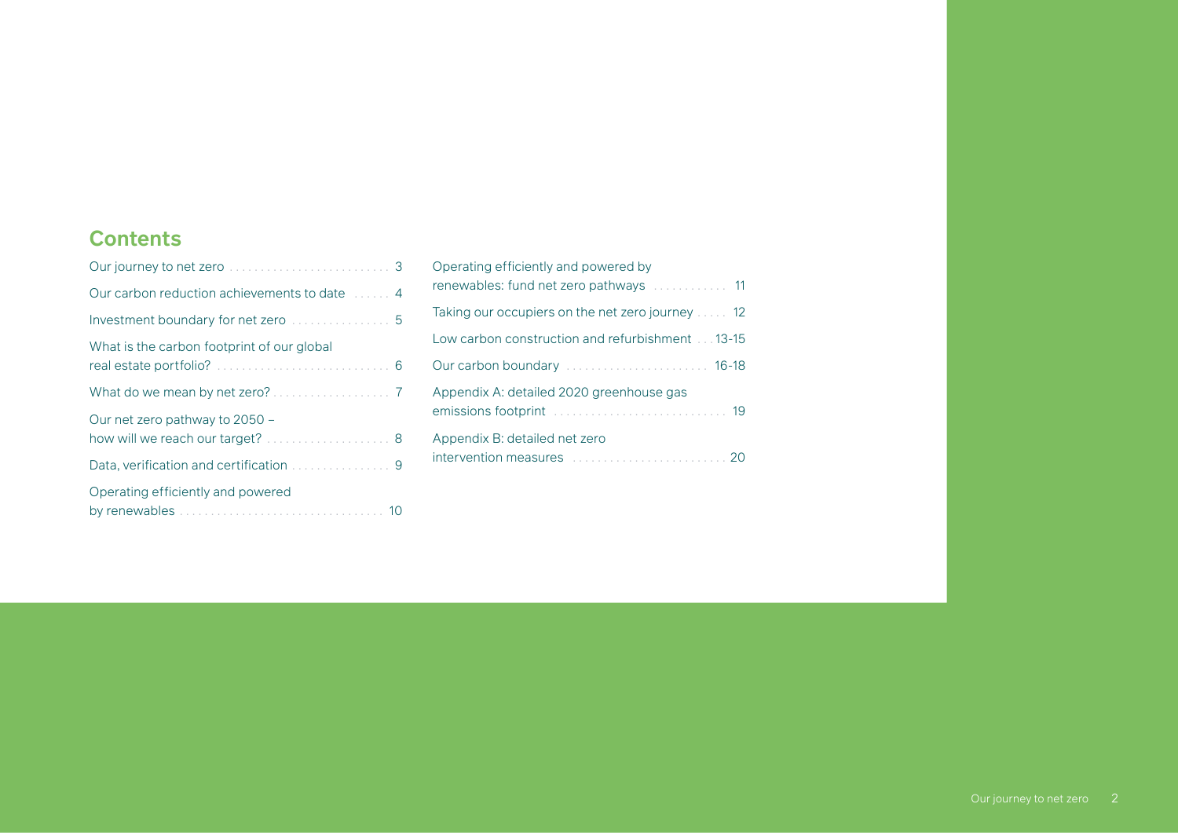## Contents

- Our journey to net zero . . . 3
- Our carbon reduction achievements to date . . . 4
- Investment boundary for net zero . . . 5
- What is the carbon footprint of our global real estate portfolio? . . . 6
- What do we mean by net zero? . . . 7
- Our net zero pathway to 2050 – how will we reach our target? . . . 8
- Data, verification and certification . . . 9
- Operating efficiently and powered by renewables . . . 10
- Operating efficiently and powered by renewables: fund net zero pathways . . . 11
- Taking our occupiers on the net zero journey . . . 12
- Low carbon construction and refurbishment . . . 13-15
- Our carbon boundary . . . 16-18
- Appendix A: detailed 2020 greenhouse gas emissions footprint . . . 19
- Appendix B: detailed net zero intervention measures . . . 20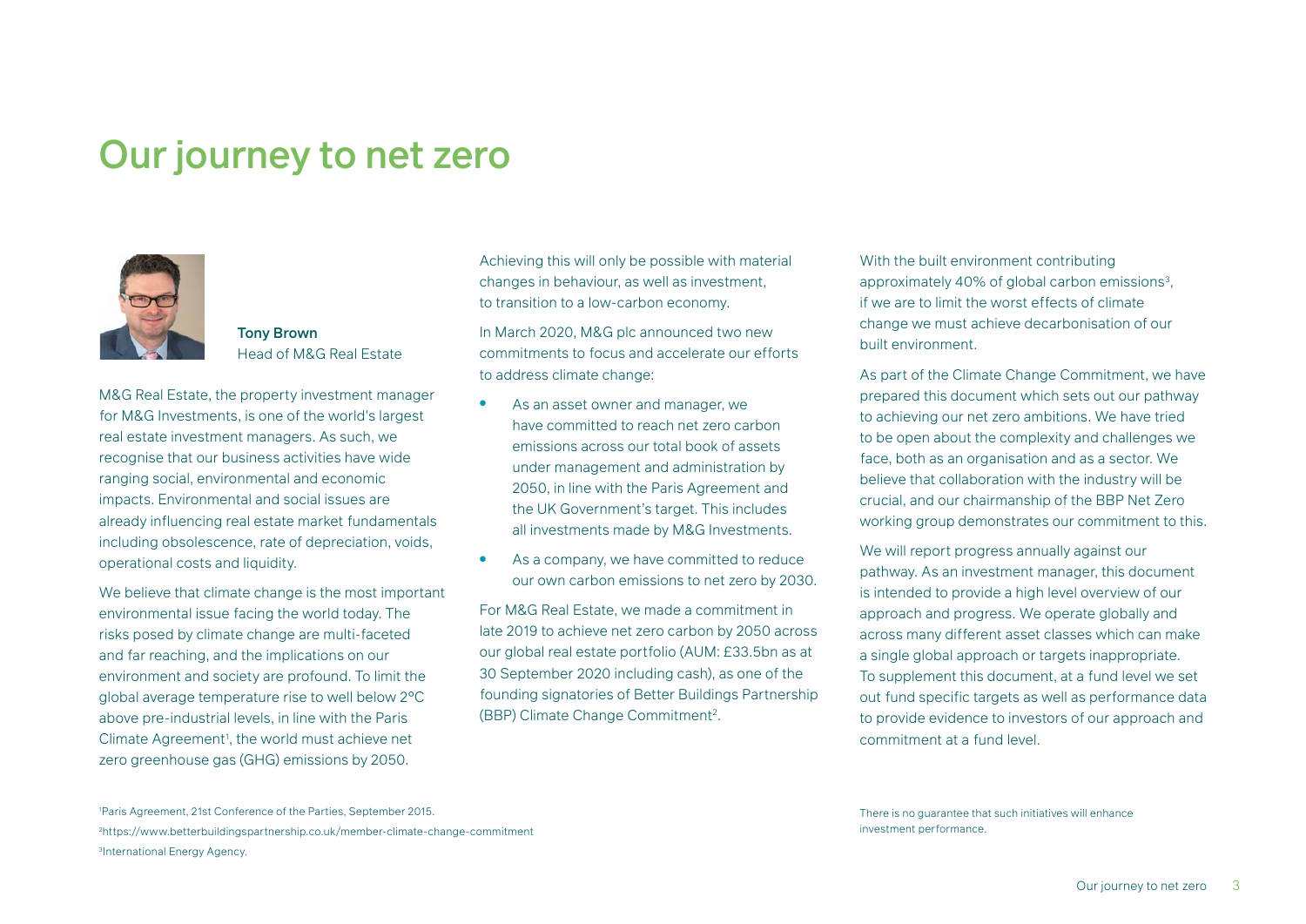# Our journey to net zero

**Tony Brown**
Head of M&G Real Estate

M&G Real Estate, the property investment manager for M&G Investments, is one of the world's largest real estate investment managers. As such, we recognise that our business activities have wide ranging social, environmental and economic impacts. Environmental and social issues are already influencing real estate market fundamentals including obsolescence, rate of depreciation, voids, operational costs and liquidity.

We believe that climate change is the most important environmental issue facing the world today. The risks posed by climate change are multi-faceted and far reaching, and the implications on our environment and society are profound. To limit the global average temperature rise to well below 2°C above pre-industrial levels, in line with the Paris Climate Agreement[1], the world must achieve net zero greenhouse gas (GHG) emissions by 2050.

Achieving this will only be possible with material changes in behaviour, as well as investment, to transition to a low-carbon economy.

In March 2020, M&G plc announced two new commitments to focus and accelerate our efforts to address climate change:

- As an asset owner and manager, we have committed to reach net zero carbon emissions across our total book of assets under management and administration by 2050, in line with the Paris Agreement and the UK Government's target. This includes all investments made by M&G Investments.
- As a company, we have committed to reduce our own carbon emissions to net zero by 2030.

For M&G Real Estate, we made a commitment in late 2019 to achieve net zero carbon by 2050 across our global real estate portfolio (AUM: £33.5bn as at 30 September 2020 including cash), as one of the founding signatories of Better Buildings Partnership (BBP) Climate Change Commitment[2].

With the built environment contributing approximately 40% of global carbon emissions[3], if we are to limit the worst effects of climate change we must achieve decarbonisation of our built environment.

As part of the Climate Change Commitment, we have prepared this document which sets out our pathway to achieving our net zero ambitions. We have tried to be open about the complexity and challenges we face, both as an organisation and as a sector. We believe that collaboration with the industry will be crucial, and our chairmanship of the BBP Net Zero working group demonstrates our commitment to this.

We will report progress annually against our pathway. As an investment manager, this document is intended to provide a high level overview of our approach and progress. We operate globally and across many different asset classes which can make a single global approach or targets inappropriate. To supplement this document, at a fund level we set out fund specific targets as well as performance data to provide evidence to investors of our approach and commitment at a fund level.

[1]Paris Agreement, 21st Conference of the Parties, September 2015.
[2]https://www.betterbuildingspartnership.co.uk/member-climate-change-commitment
[3]International Energy Agency.

There is no guarantee that such initiatives will enhance investment performance.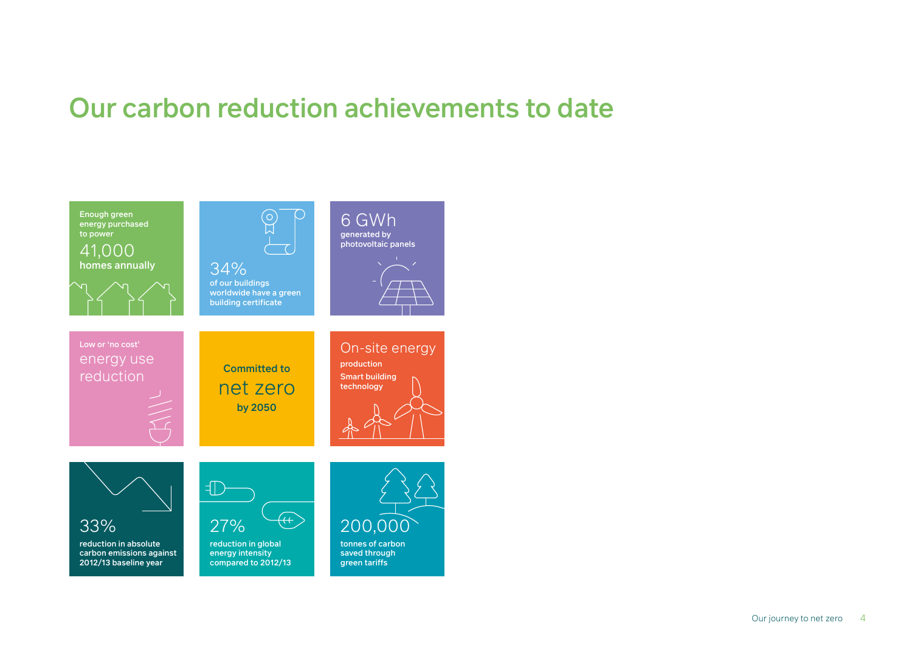# Our carbon reduction achievements to date

Enough green energy purchased to power
41,000
homes annually

34%
of our buildings worldwide have a green building certificate

6 GWh
generated by photovoltaic panels

Low or 'no cost'
energy use reduction

Committed to
net zero
by 2050

On-site energy
production
Smart building technology

33%
reduction in absolute carbon emissions against 2012/13 baseline year

27%
reduction in global energy intensity compared to 2012/13

200,000
tonnes of carbon saved through green tariffs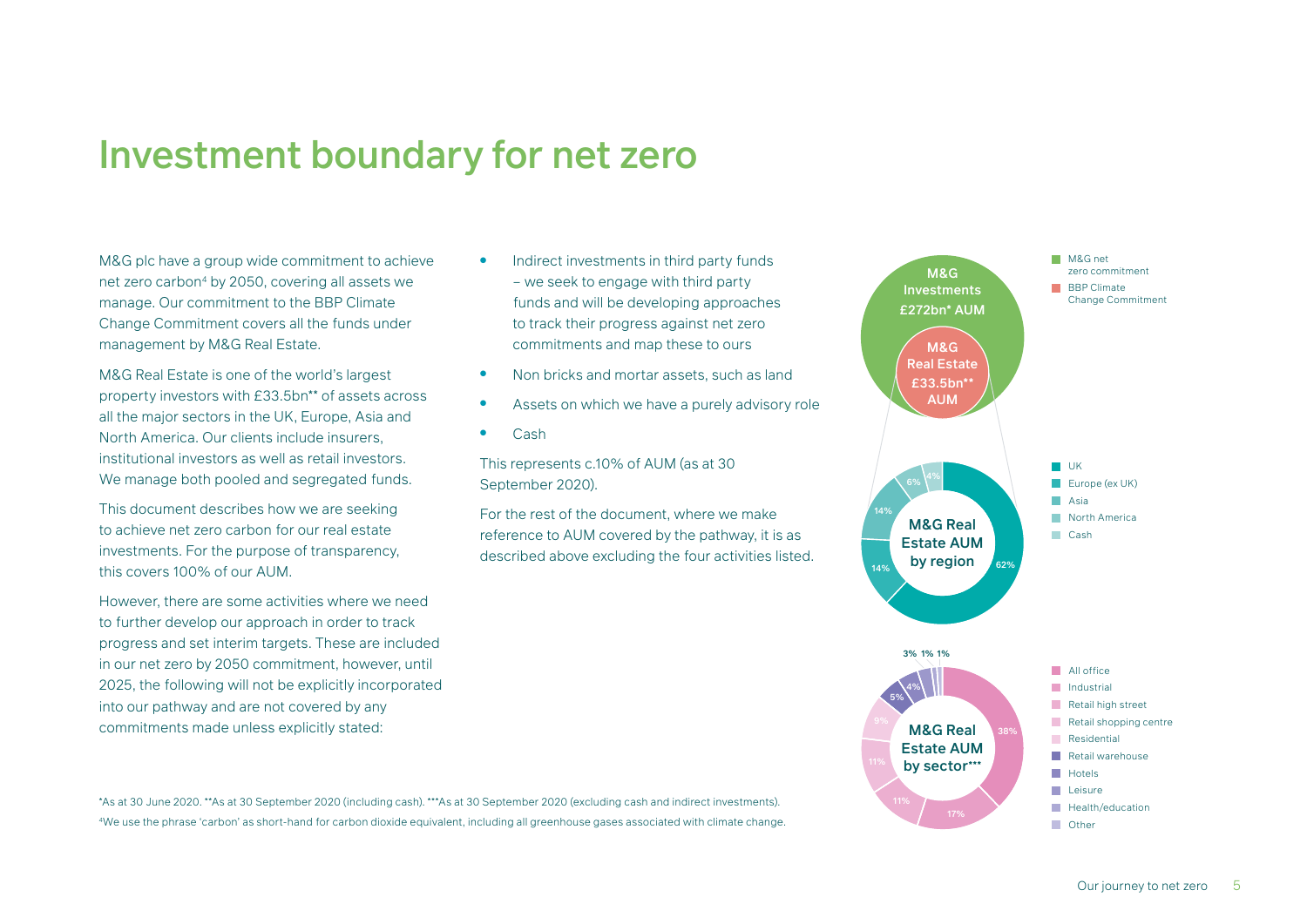# Investment boundary for net zero

M&G plc have a group wide commitment to achieve net zero carbon[4] by 2050, covering all assets we manage. Our commitment to the BBP Climate Change Commitment covers all the funds under management by M&G Real Estate.

M&G Real Estate is one of the world's largest property investors with £33.5bn** of assets across all the major sectors in the UK, Europe, Asia and North America. Our clients include insurers, institutional investors as well as retail investors. We manage both pooled and segregated funds.

This document describes how we are seeking to achieve net zero carbon for our real estate investments. For the purpose of transparency, this covers 100% of our AUM.

However, there are some activities where we need to further develop our approach in order to track progress and set interim targets. These are included in our net zero by 2050 commitment, however, until 2025, the following will not be explicitly incorporated into our pathway and are not covered by any commitments made unless explicitly stated:

- Indirect investments in third party funds – we seek to engage with third party funds and will be developing approaches to track their progress against net zero commitments and map these to ours
- Non bricks and mortar assets, such as land
- Assets on which we have a purely advisory role
- Cash

This represents c.10% of AUM (as at 30 September 2020).

For the rest of the document, where we make reference to AUM covered by the pathway, it is as described above excluding the four activities listed.

M&G Investments £272bn* AUM

M&G Real Estate £33.5bn** AUM

- M&G net zero commitment
- BBP Climate Change Commitment

M&G Real Estate AUM by region

| Region | Share |
| --- | --- |
| UK | 62% |
| Europe (ex UK) | 14% |
| Asia | 14% |
| North America | 6% |
| Cash | 4% |

M&G Real Estate AUM by sector***

| Sector | Share |
| --- | --- |
| All office | 38% |
| Industrial | 17% |
| Retail high street | 11% |
| Retail shopping centre | 11% |
| Residential | 9% |
| Retail warehouse | 5% |
| Hotels | 4% |
| Leisure | 3% |
| Health/education | 1% |
| Other | 1% |

*As at 30 June 2020. **As at 30 September 2020 (including cash). ***As at 30 September 2020 (excluding cash and indirect investments).

[4]We use the phrase 'carbon' as short-hand for carbon dioxide equivalent, including all greenhouse gases associated with climate change.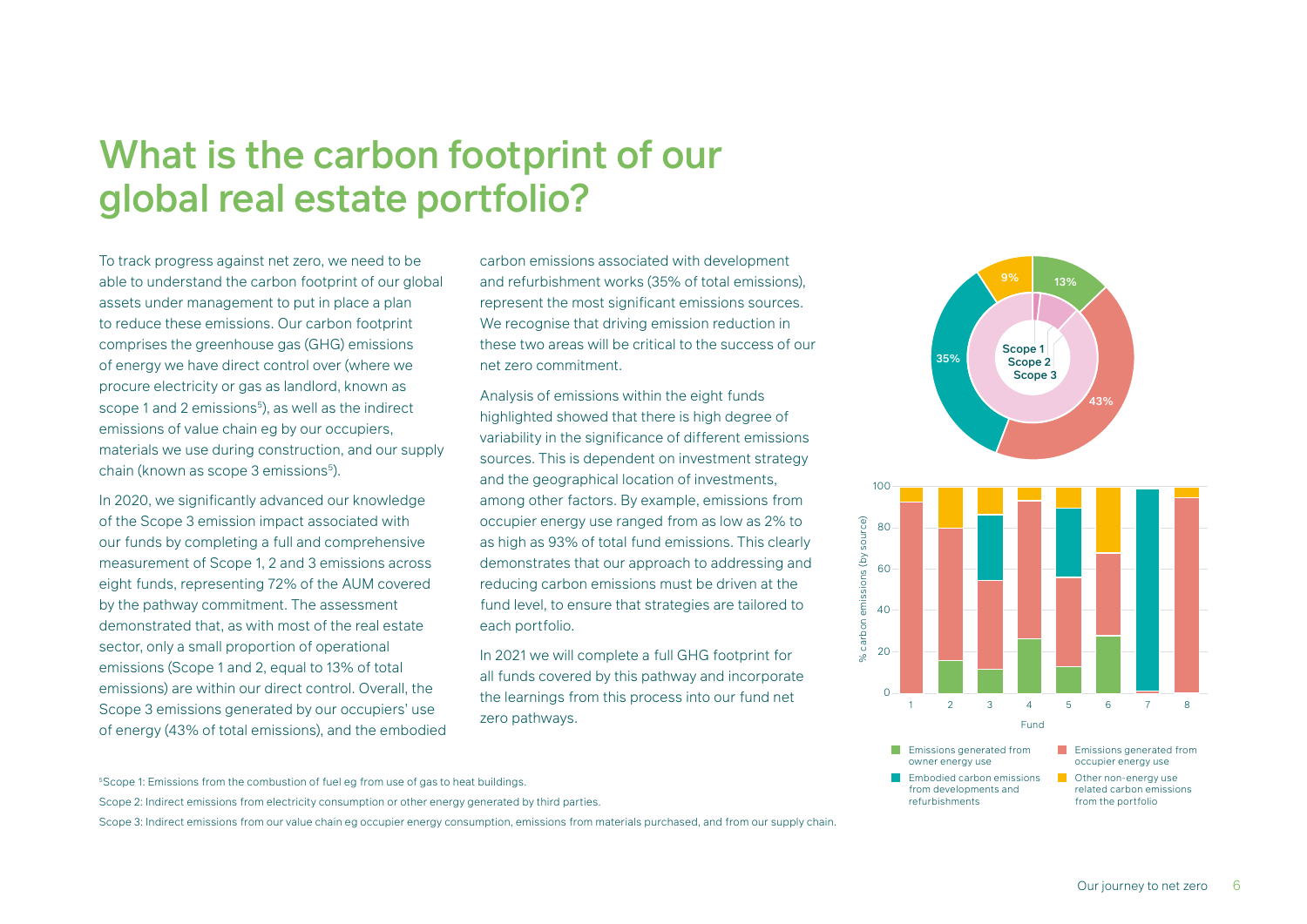# What is the carbon footprint of our global real estate portfolio?

To track progress against net zero, we need to be able to understand the carbon footprint of our global assets under management to put in place a plan to reduce these emissions. Our carbon footprint comprises the greenhouse gas (GHG) emissions of energy we have direct control over (where we procure electricity or gas as landlord, known as scope 1 and 2 emissions[5]), as well as the indirect emissions of value chain eg by our occupiers, materials we use during construction, and our supply chain (known as scope 3 emissions[5]).

In 2020, we significantly advanced our knowledge of the Scope 3 emission impact associated with our funds by completing a full and comprehensive measurement of Scope 1, 2 and 3 emissions across eight funds, representing 72% of the AUM covered by the pathway commitment. The assessment demonstrated that, as with most of the real estate sector, only a small proportion of operational emissions (Scope 1 and 2, equal to 13% of total emissions) are within our direct control. Overall, the Scope 3 emissions generated by our occupiers' use of energy (43% of total emissions), and the embodied carbon emissions associated with development and refurbishment works (35% of total emissions), represent the most significant emissions sources. We recognise that driving emission reduction in these two areas will be critical to the success of our net zero commitment.

Analysis of emissions within the eight funds highlighted showed that there is high degree of variability in the significance of different emissions sources. This is dependent on investment strategy and the geographical location of investments, among other factors. By example, emissions from occupier energy use ranged from as low as 2% to as high as 93% of total fund emissions. This clearly demonstrates that our approach to addressing and reducing carbon emissions must be driven at the fund level, to ensure that strategies are tailored to each portfolio.

In 2021 we will complete a full GHG footprint for all funds covered by this pathway and incorporate the learnings from this process into our fund net zero pathways.

Scope 1 / Scope 2 / Scope 3: 13%, 43%, 35%, 9%

% carbon emissions (by source) by Fund (1–8)

- Emissions generated from owner energy use
- Emissions generated from occupier energy use
- Embodied carbon emissions from developments and refurbishments
- Other non-energy use related carbon emissions from the portfolio

[5]Scope 1: Emissions from the combustion of fuel eg from use of gas to heat buildings.

Scope 2: Indirect emissions from electricity consumption or other energy generated by third parties.

Scope 3: Indirect emissions from our value chain eg occupier energy consumption, emissions from materials purchased, and from our supply chain.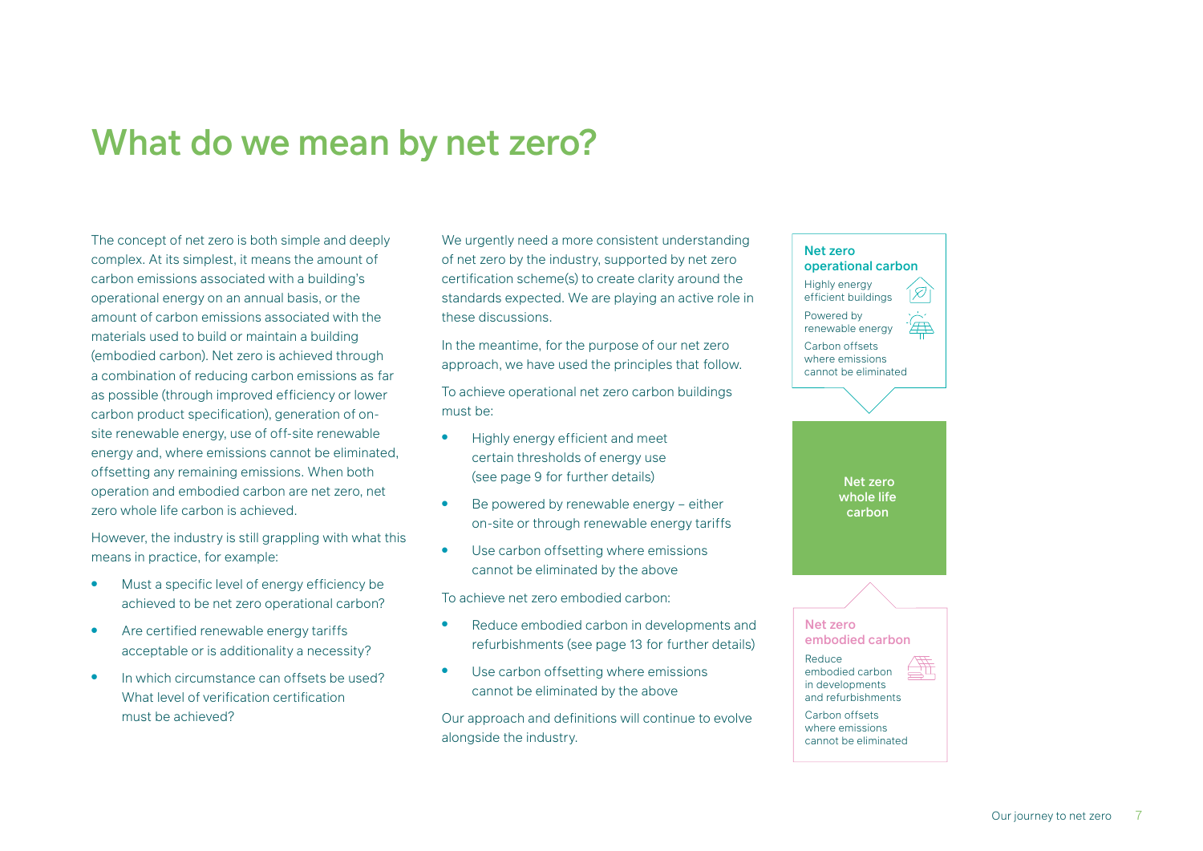# What do we mean by net zero?

The concept of net zero is both simple and deeply complex. At its simplest, it means the amount of carbon emissions associated with a building's operational energy on an annual basis, or the amount of carbon emissions associated with the materials used to build or maintain a building (embodied carbon). Net zero is achieved through a combination of reducing carbon emissions as far as possible (through improved efficiency or lower carbon product specification), generation of on-site renewable energy, use of off-site renewable energy and, where emissions cannot be eliminated, offsetting any remaining emissions. When both operation and embodied carbon are net zero, net zero whole life carbon is achieved.

However, the industry is still grappling with what this means in practice, for example:

- Must a specific level of energy efficiency be achieved to be net zero operational carbon?
- Are certified renewable energy tariffs acceptable or is additionality a necessity?
- In which circumstance can offsets be used? What level of verification certification must be achieved?

We urgently need a more consistent understanding of net zero by the industry, supported by net zero certification scheme(s) to create clarity around the standards expected. We are playing an active role in these discussions.

In the meantime, for the purpose of our net zero approach, we have used the principles that follow.

To achieve operational net zero carbon buildings must be:

- Highly energy efficient and meet certain thresholds of energy use (see page 9 for further details)
- Be powered by renewable energy – either on-site or through renewable energy tariffs
- Use carbon offsetting where emissions cannot be eliminated by the above

To achieve net zero embodied carbon:

- Reduce embodied carbon in developments and refurbishments (see page 13 for further details)
- Use carbon offsetting where emissions cannot be eliminated by the above

Our approach and definitions will continue to evolve alongside the industry.

**Net zero operational carbon**

- Highly energy efficient buildings
- Powered by renewable energy
- Carbon offsets where emissions cannot be eliminated

**Net zero whole life carbon**

**Net zero embodied carbon**

- Reduce embodied carbon in developments and refurbishments
- Carbon offsets where emissions cannot be eliminated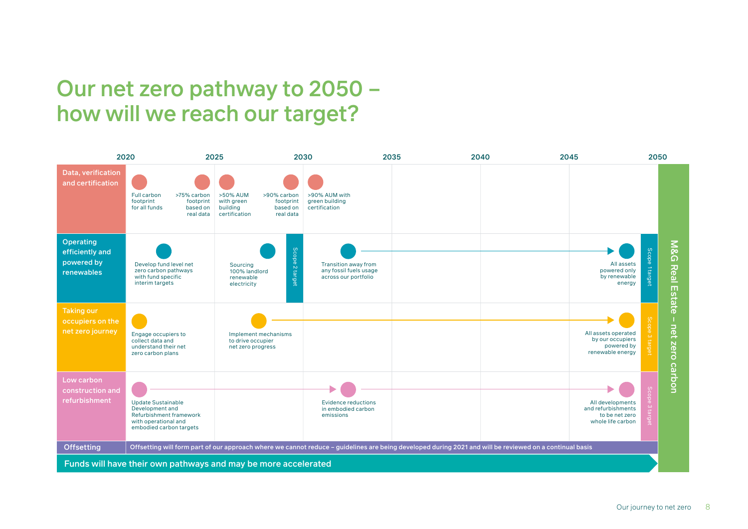# Our net zero pathway to 2050 – how will we reach our target?

| | 2020 | 2025 | 2030 | 2035 | 2040 | 2045 | 2050 |
|---|---|---|---|---|---|---|---|
| **Data, verification and certification** | Full carbon footprint for all funds; >75% carbon footprint based on real data | >50% AUM with green building certification; >90% carbon footprint based on real data | >90% AUM with green building certification | | | | |
| **Operating efficiently and powered by renewables** | Develop fund level net zero carbon pathways with fund specific interim targets | Sourcing 100% landlord renewable electricity | Scope 2 target; Transition away from any fossil fuels usage across our portfolio → | | | All assets powered only by renewable energy | Scope 1 target |
| **Taking our occupiers on the net zero journey** | Engage occupiers to collect data and understand their net zero carbon plans | Implement mechanisms to drive occupier net zero progress → | | | | All assets operated by our occupiers powered by renewable energy | Scope 3 target |
| **Low carbon construction and refurbishment** | Update Sustainable Development and Refurbishment framework with operational and embodied carbon targets → | | Evidence reductions in embodied carbon emissions → | | | All developments and refurbishments to be net zero whole life carbon | Scope 3 target |
| **Offsetting** | Offsetting will form part of our approach where we cannot reduce – guidelines are being developed during 2021 and will be reviewed on a continual basis | | | | | | |

**Funds will have their own pathways and may be more accelerated**

**M&G Real Estate – net zero carbon**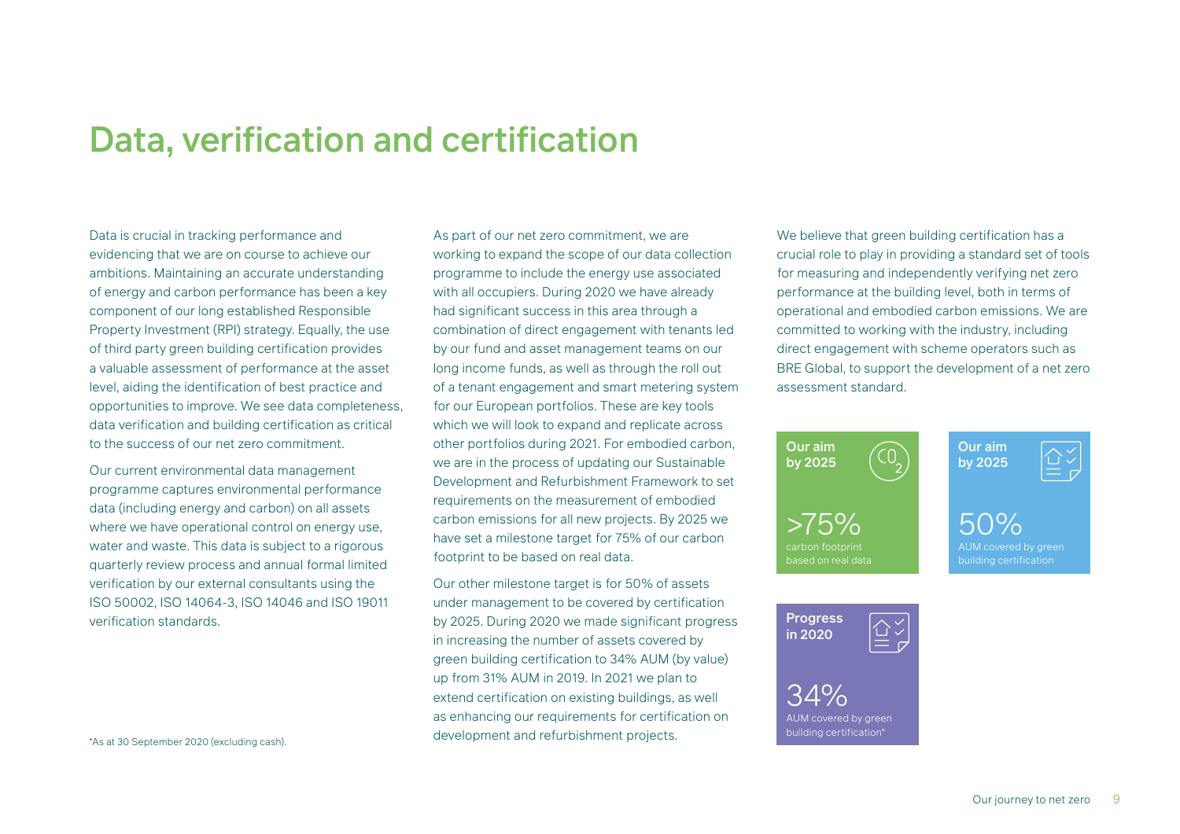# Data, verification and certification

Data is crucial in tracking performance and evidencing that we are on course to achieve our ambitions. Maintaining an accurate understanding of energy and carbon performance has been a key component of our long established Responsible Property Investment (RPI) strategy. Equally, the use of third party green building certification provides a valuable assessment of performance at the asset level, aiding the identification of best practice and opportunities to improve. We see data completeness, data verification and building certification as critical to the success of our net zero commitment.

Our current environmental data management programme captures environmental performance data (including energy and carbon) on all assets where we have operational control on energy use, water and waste. This data is subject to a rigorous quarterly review process and annual formal limited verification by our external consultants using the ISO 50002, ISO 14064-3, ISO 14046 and ISO 19011 verification standards.

As part of our net zero commitment, we are working to expand the scope of our data collection programme to include the energy use associated with all occupiers. During 2020 we have already had significant success in this area through a combination of direct engagement with tenants led by our fund and asset management teams on our long income funds, as well as through the roll out of a tenant engagement and smart metering system for our European portfolios. These are key tools which we will look to expand and replicate across other portfolios during 2021. For embodied carbon, we are in the process of updating our Sustainable Development and Refurbishment Framework to set requirements on the measurement of embodied carbon emissions for all new projects. By 2025 we have set a milestone target for 75% of our carbon footprint to be based on real data.

Our other milestone target is for 50% of assets under management to be covered by certification by 2025. During 2020 we made significant progress in increasing the number of assets covered by green building certification to 34% AUM (by value) up from 31% AUM in 2019. In 2021 we plan to extend certification on existing buildings, as well as enhancing our requirements for certification on development and refurbishment projects.

We believe that green building certification has a crucial role to play in providing a standard set of tools for measuring and independently verifying net zero performance at the building level, both in terms of operational and embodied carbon emissions. We are committed to working with the industry, including direct engagement with scheme operators such as BRE Global, to support the development of a net zero assessment standard.

**Our aim by 2025**

>75%
carbon footprint based on real data

**Our aim by 2025**

50%
AUM covered by green building certification

**Progress in 2020**

34%
AUM covered by green building certification*

*As at 30 September 2020 (excluding cash).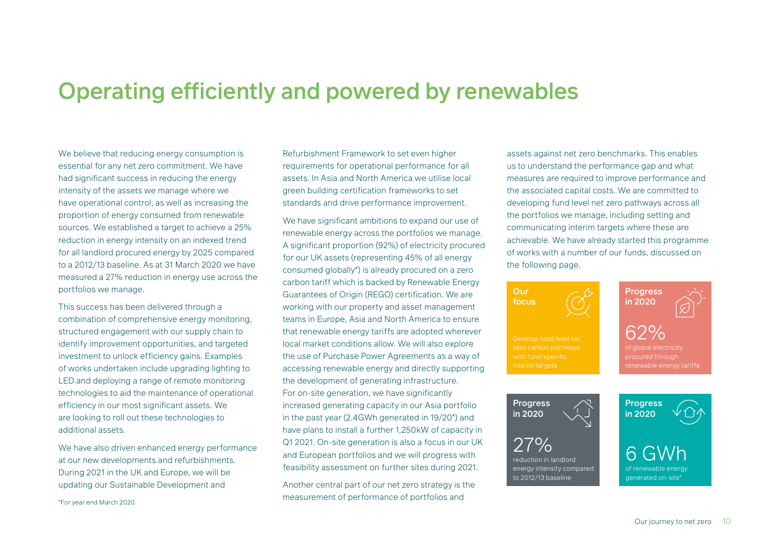# Operating efficiently and powered by renewables

We believe that reducing energy consumption is essential for any net zero commitment. We have had significant success in reducing the energy intensity of the assets we manage where we have operational control, as well as increasing the proportion of energy consumed from renewable sources. We established a target to achieve a 25% reduction in energy intensity on an indexed trend for all landlord procured energy by 2025 compared to a 2012/13 baseline. As at 31 March 2020 we have measured a 27% reduction in energy use across the portfolios we manage.

This success has been delivered through a combination of comprehensive energy monitoring, structured engagement with our supply chain to identify improvement opportunities, and targeted investment to unlock efficiency gains. Examples of works undertaken include upgrading lighting to LED and deploying a range of remote monitoring technologies to aid the maintenance of operational efficiency in our most significant assets. We are looking to roll out these technologies to additional assets.

We have also driven enhanced energy performance at our new developments and refurbishments. During 2021 in the UK and Europe, we will be updating our Sustainable Development and Refurbishment Framework to set even higher requirements for operational performance for all assets. In Asia and North America we utilise local green building certification frameworks to set standards and drive performance improvement.

We have significant ambitions to expand our use of renewable energy across the portfolios we manage. A significant proportion (92%) of electricity procured for our UK assets (representing 45% of all energy consumed globally*) is already procured on a zero carbon tariff which is backed by Renewable Energy Guarantees of Origin (REGO) certification. We are working with our property and asset management teams in Europe, Asia and North America to ensure that renewable energy tariffs are adopted wherever local market conditions allow. We will also explore the use of Purchase Power Agreements as a way of accessing renewable energy and directly supporting the development of generating infrastructure. For on-site generation, we have significantly increased generating capacity in our Asia portfolio in the past year (2.4GWh generated in 19/20*) and have plans to install a further 1,250kW of capacity in Q1 2021. On-site generation is also a focus in our UK and European portfolios and we will progress with feasibility assessment on further sites during 2021.

Another central part of our net zero strategy is the measurement of performance of portfolios and assets against net zero benchmarks. This enables us to understand the performance gap and what measures are required to improve performance and the associated capital costs. We are committed to developing fund level net zero pathways across all the portfolios we manage, including setting and communicating interim targets where these are achievable. We have already started this programme of works with a number of our funds, discussed on the following page.

**Our focus**

Develop fund level net zero carbon pathways with fund specific interim targets

**Progress in 2020**

62%

of global electricity procured through renewable energy tariffs

**Progress in 2020**

27%

reduction in landlord energy intensity compared to 2012/13 baseline

**Progress in 2020**

6 GWh

of renewable energy generated on-site*

*For year end March 2020.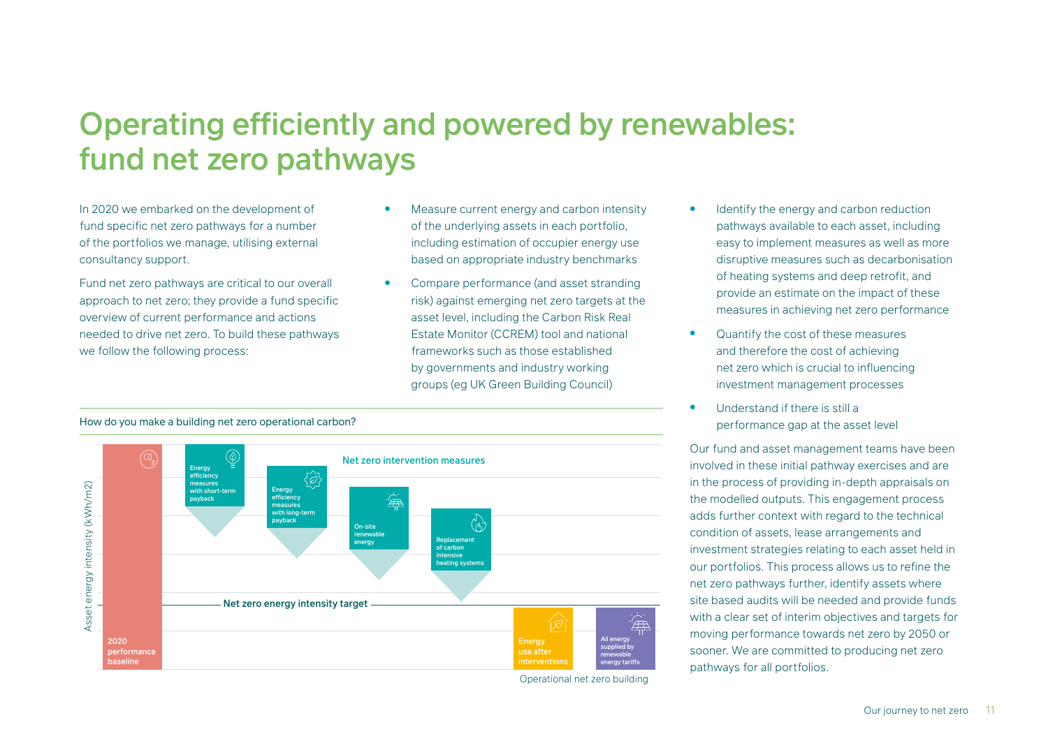# Operating efficiently and powered by renewables: fund net zero pathways

In 2020 we embarked on the development of fund specific net zero pathways for a number of the portfolios we manage, utilising external consultancy support.

Fund net zero pathways are critical to our overall approach to net zero; they provide a fund specific overview of current performance and actions needed to drive net zero. To build these pathways we follow the following process:

- Measure current energy and carbon intensity of the underlying assets in each portfolio, including estimation of occupier energy use based on appropriate industry benchmarks
- Compare performance (and asset stranding risk) against emerging net zero targets at the asset level, including the Carbon Risk Real Estate Monitor (CCREM) tool and national frameworks such as those established by governments and industry working groups (eg UK Green Building Council)
- Identify the energy and carbon reduction pathways available to each asset, including easy to implement measures as well as more disruptive measures such as decarbonisation of heating systems and deep retrofit, and provide an estimate on the impact of these measures in achieving net zero performance
- Quantify the cost of these measures and therefore the cost of achieving net zero which is crucial to influencing investment management processes
- Understand if there is still a performance gap at the asset level

How do you make a building net zero operational carbon?

Asset energy intensity (kWh/m2)

2020 performance baseline

Net zero intervention measures

Energy efficiency measures with short-term payback

Energy efficiency measures with long-term payback

On-site renewable energy

Replacement of carbon intensive heating systems

Net zero energy intensity target

Energy use after interventions

All energy supplied by renewable energy tariffs

Operational net zero building

Our fund and asset management teams have been involved in these initial pathway exercises and are in the process of providing in-depth appraisals on the modelled outputs. This engagement process adds further context with regard to the technical condition of assets, lease arrangements and investment strategies relating to each asset held in our portfolios. This process allows us to refine the net zero pathways further, identify assets where site based audits will be needed and provide funds with a clear set of interim objectives and targets for moving performance towards net zero by 2050 or sooner. We are committed to producing net zero pathways for all portfolios.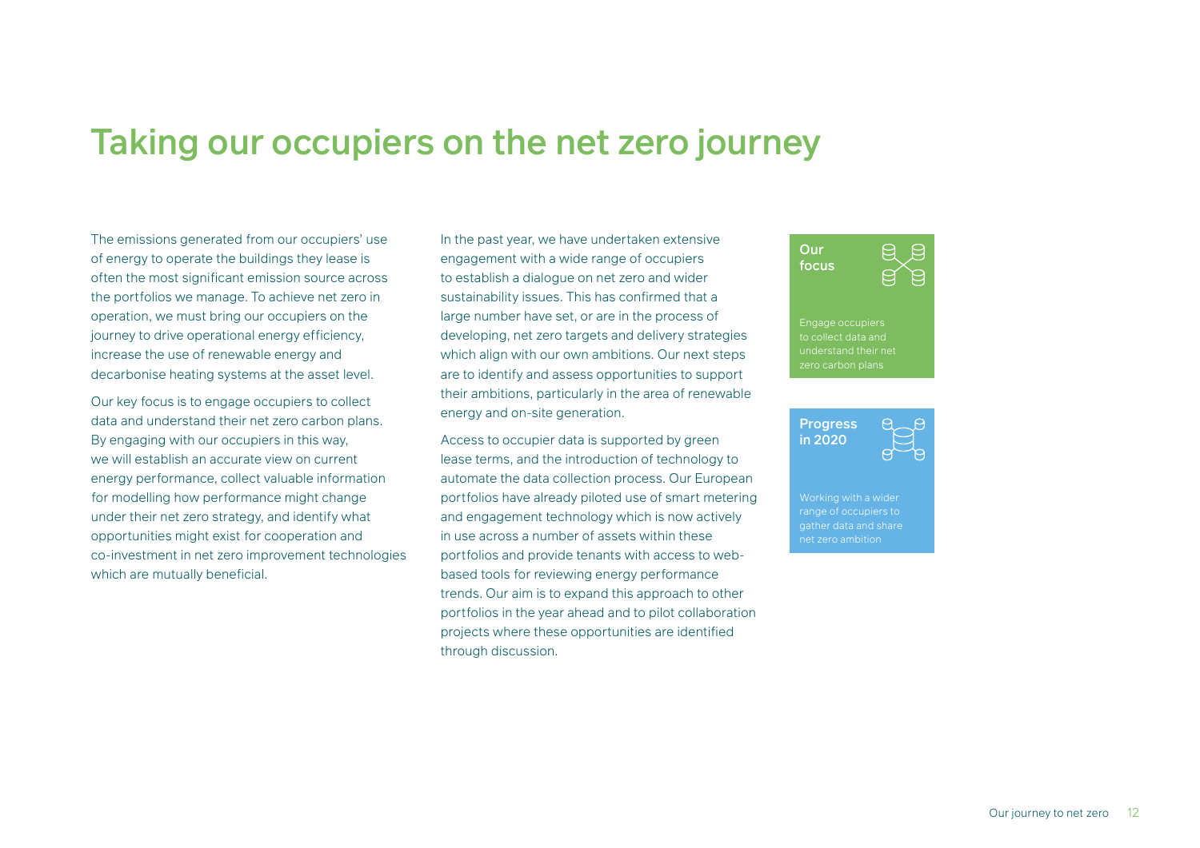# Taking our occupiers on the net zero journey

The emissions generated from our occupiers' use of energy to operate the buildings they lease is often the most significant emission source across the portfolios we manage. To achieve net zero in operation, we must bring our occupiers on the journey to drive operational energy efficiency, increase the use of renewable energy and decarbonise heating systems at the asset level.

Our key focus is to engage occupiers to collect data and understand their net zero carbon plans. By engaging with our occupiers in this way, we will establish an accurate view on current energy performance, collect valuable information for modelling how performance might change under their net zero strategy, and identify what opportunities might exist for cooperation and co-investment in net zero improvement technologies which are mutually beneficial.

In the past year, we have undertaken extensive engagement with a wide range of occupiers to establish a dialogue on net zero and wider sustainability issues. This has confirmed that a large number have set, or are in the process of developing, net zero targets and delivery strategies which align with our own ambitions. Our next steps are to identify and assess opportunities to support their ambitions, particularly in the area of renewable energy and on-site generation.

Access to occupier data is supported by green lease terms, and the introduction of technology to automate the data collection process. Our European portfolios have already piloted use of smart metering and engagement technology which is now actively in use across a number of assets within these portfolios and provide tenants with access to web-based tools for reviewing energy performance trends. Our aim is to expand this approach to other portfolios in the year ahead and to pilot collaboration projects where these opportunities are identified through discussion.

**Our focus**

Engage occupiers to collect data and understand their net zero carbon plans

**Progress in 2020**

Working with a wider range of occupiers to gather data and share net zero ambition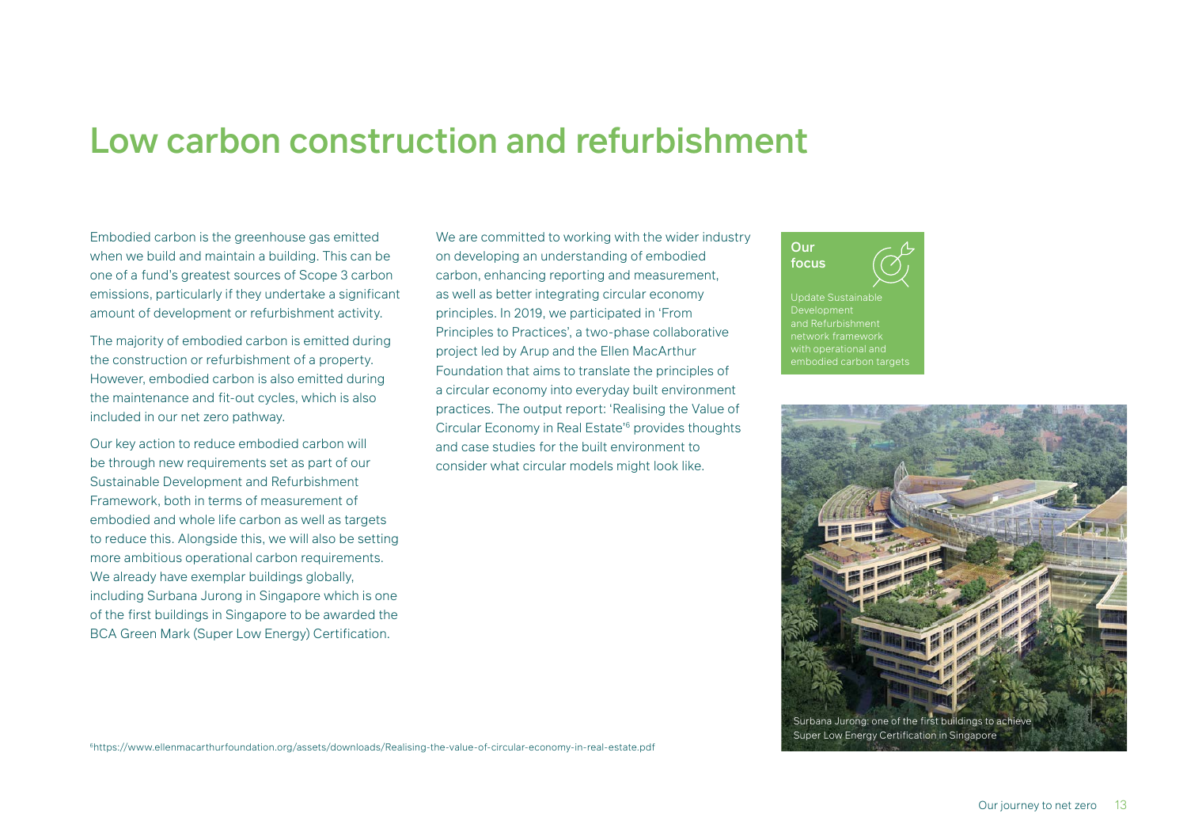# Low carbon construction and refurbishment

Embodied carbon is the greenhouse gas emitted when we build and maintain a building. This can be one of a fund's greatest sources of Scope 3 carbon emissions, particularly if they undertake a significant amount of development or refurbishment activity.

The majority of embodied carbon is emitted during the construction or refurbishment of a property. However, embodied carbon is also emitted during the maintenance and fit-out cycles, which is also included in our net zero pathway.

Our key action to reduce embodied carbon will be through new requirements set as part of our Sustainable Development and Refurbishment Framework, both in terms of measurement of embodied and whole life carbon as well as targets to reduce this. Alongside this, we will also be setting more ambitious operational carbon requirements. We already have exemplar buildings globally, including Surbana Jurong in Singapore which is one of the first buildings in Singapore to be awarded the BCA Green Mark (Super Low Energy) Certification.

We are committed to working with the wider industry on developing an understanding of embodied carbon, enhancing reporting and measurement, as well as better integrating circular economy principles. In 2019, we participated in 'From Principles to Practices', a two-phase collaborative project led by Arup and the Ellen MacArthur Foundation that aims to translate the principles of a circular economy into everyday built environment practices. The output report: 'Realising the Value of Circular Economy in Real Estate'[6] provides thoughts and case studies for the built environment to consider what circular models might look like.

**Our focus**

Update Sustainable Development and Refurbishment network framework with operational and embodied carbon targets

Surbana Jurong: one of the first buildings to achieve Super Low Energy Certification in Singapore

[6]https://www.ellenmacarthurfoundation.org/assets/downloads/Realising-the-value-of-circular-economy-in-real-estate.pdf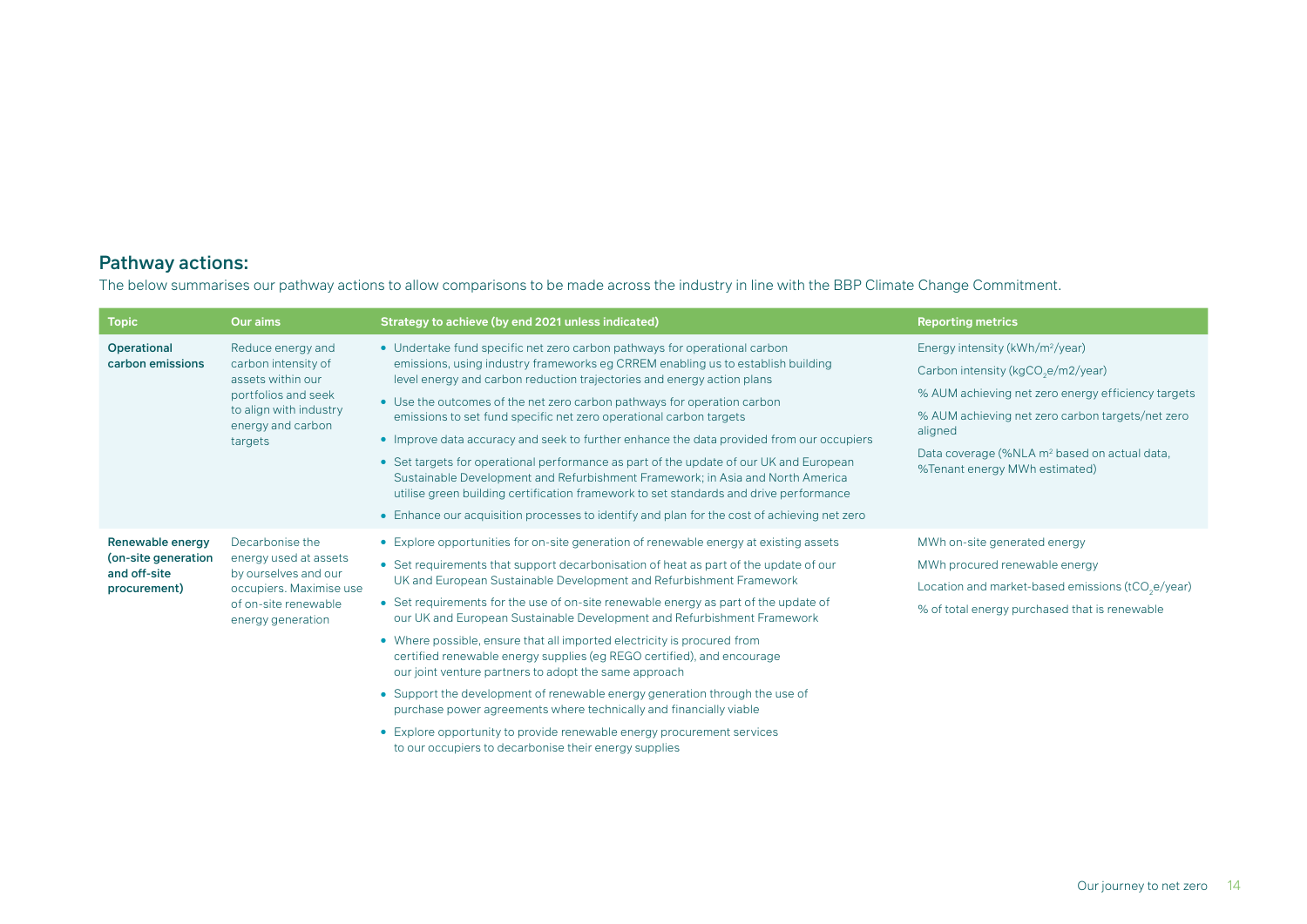## Pathway actions:

The below summarises our pathway actions to allow comparisons to be made across the industry in line with the BBP Climate Change Commitment.

| Topic | Our aims | Strategy to achieve (by end 2021 unless indicated) | Reporting metrics |
|---|---|---|---|
| **Operational carbon emissions** | Reduce energy and carbon intensity of assets within our portfolios and seek to align with industry energy and carbon targets | • Undertake fund specific net zero carbon pathways for operational carbon emissions, using industry frameworks eg CRREM enabling us to establish building level energy and carbon reduction trajectories and energy action plans<br>• Use the outcomes of the net zero carbon pathways for operation carbon emissions to set fund specific net zero operational carbon targets<br>• Improve data accuracy and seek to further enhance the data provided from our occupiers<br>• Set targets for operational performance as part of the update of our UK and European Sustainable Development and Refurbishment Framework; in Asia and North America utilise green building certification framework to set standards and drive performance<br>• Enhance our acquisition processes to identify and plan for the cost of achieving net zero | Energy intensity (kWh/m$^2$/year)<br>Carbon intensity (kg$CO_2$e/m2/year)<br>% AUM achieving net zero energy efficiency targets<br>% AUM achieving net zero carbon targets/net zero aligned<br>Data coverage (%NLA m$^2$ based on actual data, %Tenant energy MWh estimated) |
| **Renewable energy (on-site generation and off-site procurement)** | Decarbonise the energy used at assets by ourselves and our occupiers. Maximise use of on-site renewable energy generation | • Explore opportunities for on-site generation of renewable energy at existing assets<br>• Set requirements that support decarbonisation of heat as part of the update of our UK and European Sustainable Development and Refurbishment Framework<br>• Set requirements for the use of on-site renewable energy as part of the update of our UK and European Sustainable Development and Refurbishment Framework<br>• Where possible, ensure that all imported electricity is procured from certified renewable energy supplies (eg REGO certified), and encourage our joint venture partners to adopt the same approach<br>• Support the development of renewable energy generation through the use of purchase power agreements where technically and financially viable<br>• Explore opportunity to provide renewable energy procurement services to our occupiers to decarbonise their energy supplies | MWh on-site generated energy<br>MWh procured renewable energy<br>Location and market-based emissions (t$CO_2$e/year)<br>% of total energy purchased that is renewable |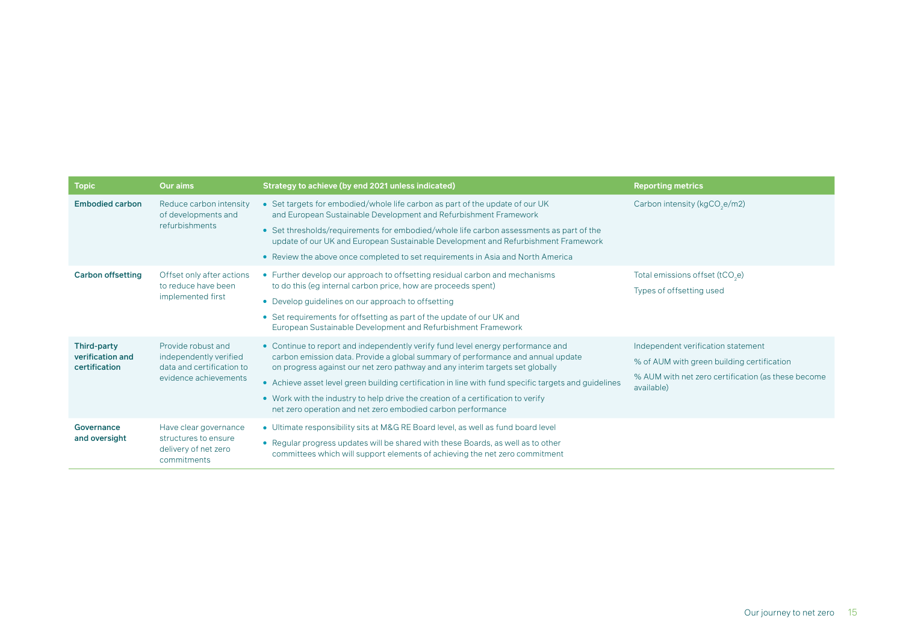| Topic | Our aims | Strategy to achieve (by end 2021 unless indicated) | Reporting metrics |
|---|---|---|---|
| **Embodied carbon** | Reduce carbon intensity of developments and refurbishments | • Set targets for embodied/whole life carbon as part of the update of our UK and European Sustainable Development and Refurbishment Framework<br>• Set thresholds/requirements for embodied/whole life carbon assessments as part of the update of our UK and European Sustainable Development and Refurbishment Framework<br>• Review the above once completed to set requirements in Asia and North America | Carbon intensity (kg$CO_2$e/m2) |
| **Carbon offsetting** | Offset only after actions to reduce have been implemented first | • Further develop our approach to offsetting residual carbon and mechanisms to do this (eg internal carbon price, how are proceeds spent)<br>• Develop guidelines on our approach to offsetting<br>• Set requirements for offsetting as part of the update of our UK and European Sustainable Development and Refurbishment Framework | Total emissions offset (t$CO_2$e)<br>Types of offsetting used |
| **Third-party verification and certification** | Provide robust and independently verified data and certification to evidence achievements | • Continue to report and independently verify fund level energy performance and carbon emission data. Provide a global summary of performance and annual update on progress against our net zero pathway and any interim targets set globally<br>• Achieve asset level green building certification in line with fund specific targets and guidelines<br>• Work with the industry to help drive the creation of a certification to verify net zero operation and net zero embodied carbon performance | Independent verification statement<br>% of AUM with green building certification<br>% AUM with net zero certification (as these become available) |
| **Governance and oversight** | Have clear governance structures to ensure delivery of net zero commitments | • Ultimate responsibility sits at M&G RE Board level, as well as fund board level<br>• Regular progress updates will be shared with these Boards, as well as to other committees which will support elements of achieving the net zero commitment | |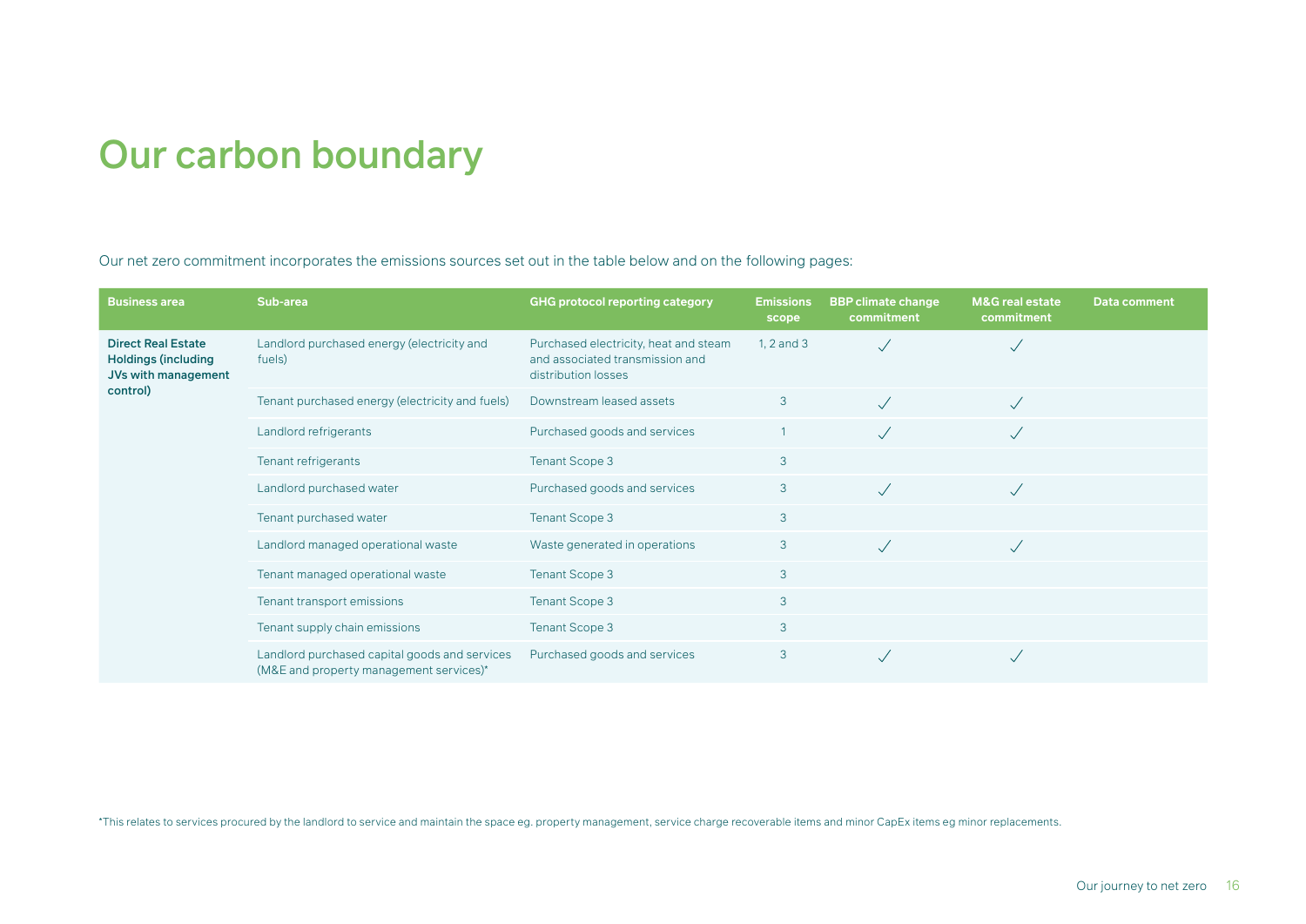# Our carbon boundary

Our net zero commitment incorporates the emissions sources set out in the table below and on the following pages:

| Business area | Sub-area | GHG protocol reporting category | Emissions scope | BBP climate change commitment | M&G real estate commitment | Data comment |
|---|---|---|---|---|---|---|
| **Direct Real Estate Holdings (including JVs with management control)** | Landlord purchased energy (electricity and fuels) | Purchased electricity, heat and steam and associated transmission and distribution losses | 1, 2 and 3 | ✓ | ✓ | |
| | Tenant purchased energy (electricity and fuels) | Downstream leased assets | 3 | ✓ | ✓ | |
| | Landlord refrigerants | Purchased goods and services | 1 | ✓ | ✓ | |
| | Tenant refrigerants | Tenant Scope 3 | 3 | | | |
| | Landlord purchased water | Purchased goods and services | 3 | ✓ | ✓ | |
| | Tenant purchased water | Tenant Scope 3 | 3 | | | |
| | Landlord managed operational waste | Waste generated in operations | 3 | ✓ | ✓ | |
| | Tenant managed operational waste | Tenant Scope 3 | 3 | | | |
| | Tenant transport emissions | Tenant Scope 3 | 3 | | | |
| | Tenant supply chain emissions | Tenant Scope 3 | 3 | | | |
| | Landlord purchased capital goods and services (M&E and property management services)* | Purchased goods and services | 3 | ✓ | ✓ | |

*This relates to services procured by the landlord to service and maintain the space eg. property management, service charge recoverable items and minor CapEx items eg minor replacements.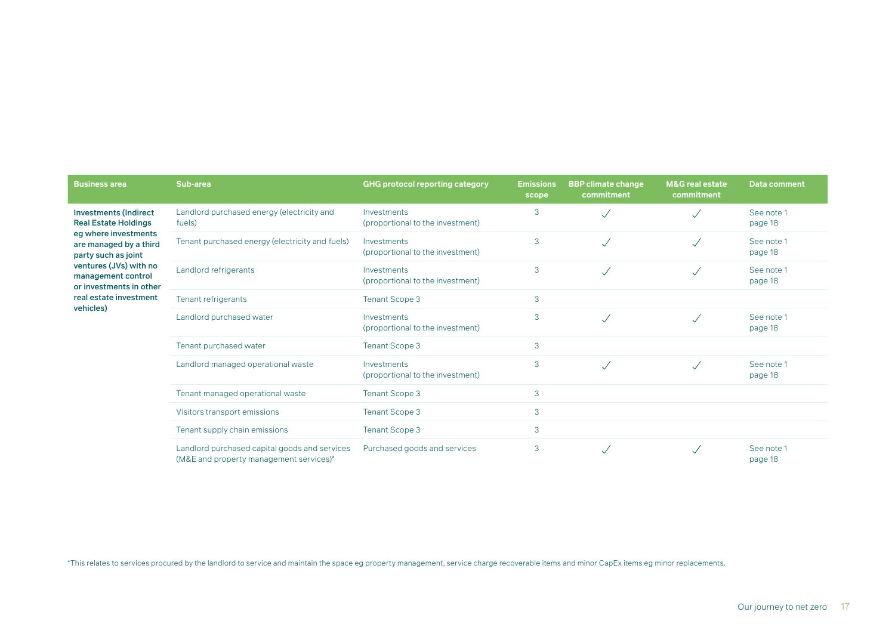| Business area | Sub-area | GHG protocol reporting category | Emissions scope | BBP climate change commitment | M&G real estate commitment | Data comment |
|---|---|---|---|---|---|---|
| **Investments (Indirect Real Estate Holdings eg where investments are managed by a third party such as joint ventures (JVs) with no management control or investments in other real estate investment vehicles)** | Landlord purchased energy (electricity and fuels) | Investments (proportional to the investment) | 3 | ✓ | ✓ | See note 1 page 18 |
| | Tenant purchased energy (electricity and fuels) | Investments (proportional to the investment) | 3 | ✓ | ✓ | See note 1 page 18 |
| | Landlord refrigerants | Investments (proportional to the investment) | 3 | ✓ | ✓ | See note 1 page 18 |
| | Tenant refrigerants | Tenant Scope 3 | 3 | | | |
| | Landlord purchased water | Investments (proportional to the investment) | 3 | ✓ | ✓ | See note 1 page 18 |
| | Tenant purchased water | Tenant Scope 3 | 3 | | | |
| | Landlord managed operational waste | Investments (proportional to the investment) | 3 | ✓ | ✓ | See note 1 page 18 |
| | Tenant managed operational waste | Tenant Scope 3 | 3 | | | |
| | Visitors transport emissions | Tenant Scope 3 | 3 | | | |
| | Tenant supply chain emissions | Tenant Scope 3 | 3 | | | |
| | Landlord purchased capital goods and services (M&E and property management services)* | Purchased goods and services | 3 | ✓ | ✓ | See note 1 page 18 |

*This relates to services procured by the landlord to service and maintain the space eg property management, service charge recoverable items and minor CapEx items eg minor replacements.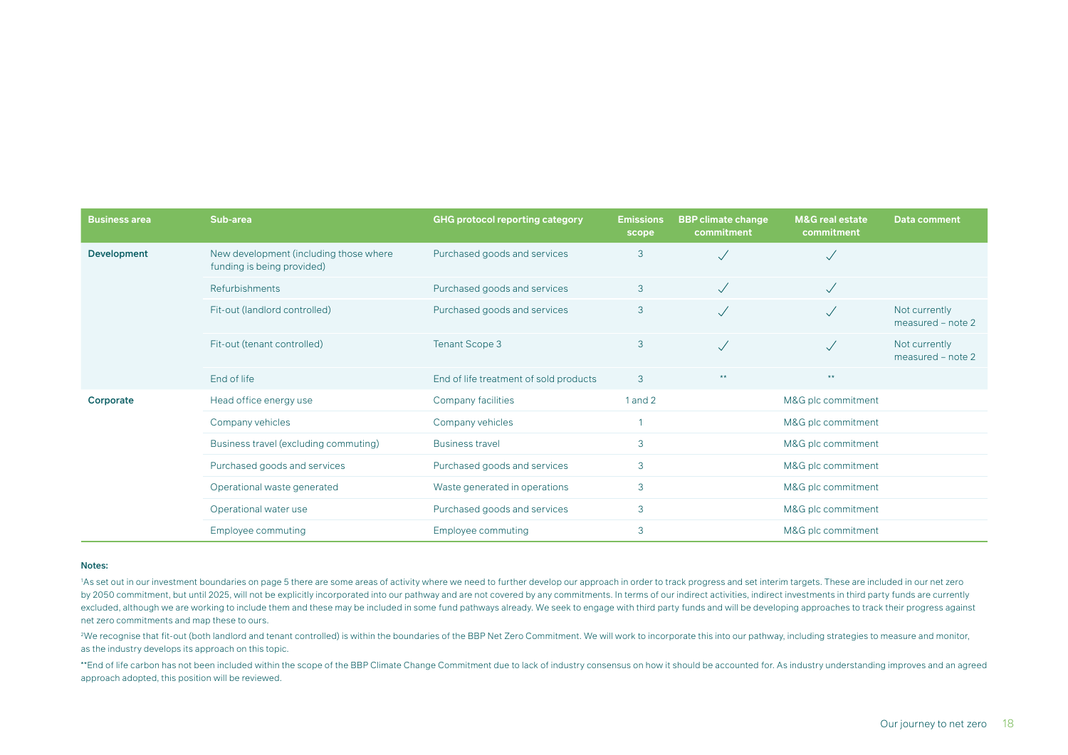| Business area | Sub-area | GHG protocol reporting category | Emissions scope | BBP climate change commitment | M&G real estate commitment | Data comment |
|---|---|---|---|---|---|---|
| **Development** | New development (including those where funding is being provided) | Purchased goods and services | 3 | ✓ | ✓ | |
| | Refurbishments | Purchased goods and services | 3 | ✓ | ✓ | |
| | Fit-out (landlord controlled) | Purchased goods and services | 3 | ✓ | ✓ | Not currently measured – note 2 |
| | Fit-out (tenant controlled) | Tenant Scope 3 | 3 | ✓ | ✓ | Not currently measured – note 2 |
| | End of life | End of life treatment of sold products | 3 | ** | ** | |
| **Corporate** | Head office energy use | Company facilities | 1 and 2 | | M&G plc commitment | |
| | Company vehicles | Company vehicles | 1 | | M&G plc commitment | |
| | Business travel (excluding commuting) | Business travel | 3 | | M&G plc commitment | |
| | Purchased goods and services | Purchased goods and services | 3 | | M&G plc commitment | |
| | Operational waste generated | Waste generated in operations | 3 | | M&G plc commitment | |
| | Operational water use | Purchased goods and services | 3 | | M&G plc commitment | |
| | Employee commuting | Employee commuting | 3 | | M&G plc commitment | |

**Notes:**

[1]As set out in our investment boundaries on page 5 there are some areas of activity where we need to further develop our approach in order to track progress and set interim targets. These are included in our net zero by 2050 commitment, but until 2025, will not be explicitly incorporated into our pathway and are not covered by any commitments. In terms of our indirect activities, indirect investments in third party funds are currently excluded, although we are working to include them and these may be included in some fund pathways already. We seek to engage with third party funds and will be developing approaches to track their progress against net zero commitments and map these to ours.

[2]We recognise that fit-out (both landlord and tenant controlled) is within the boundaries of the BBP Net Zero Commitment. We will work to incorporate this into our pathway, including strategies to measure and monitor, as the industry develops its approach on this topic.

**End of life carbon has not been included within the scope of the BBP Climate Change Commitment due to lack of industry consensus on how it should be accounted for. As industry understanding improves and an agreed approach adopted, this position will be reviewed.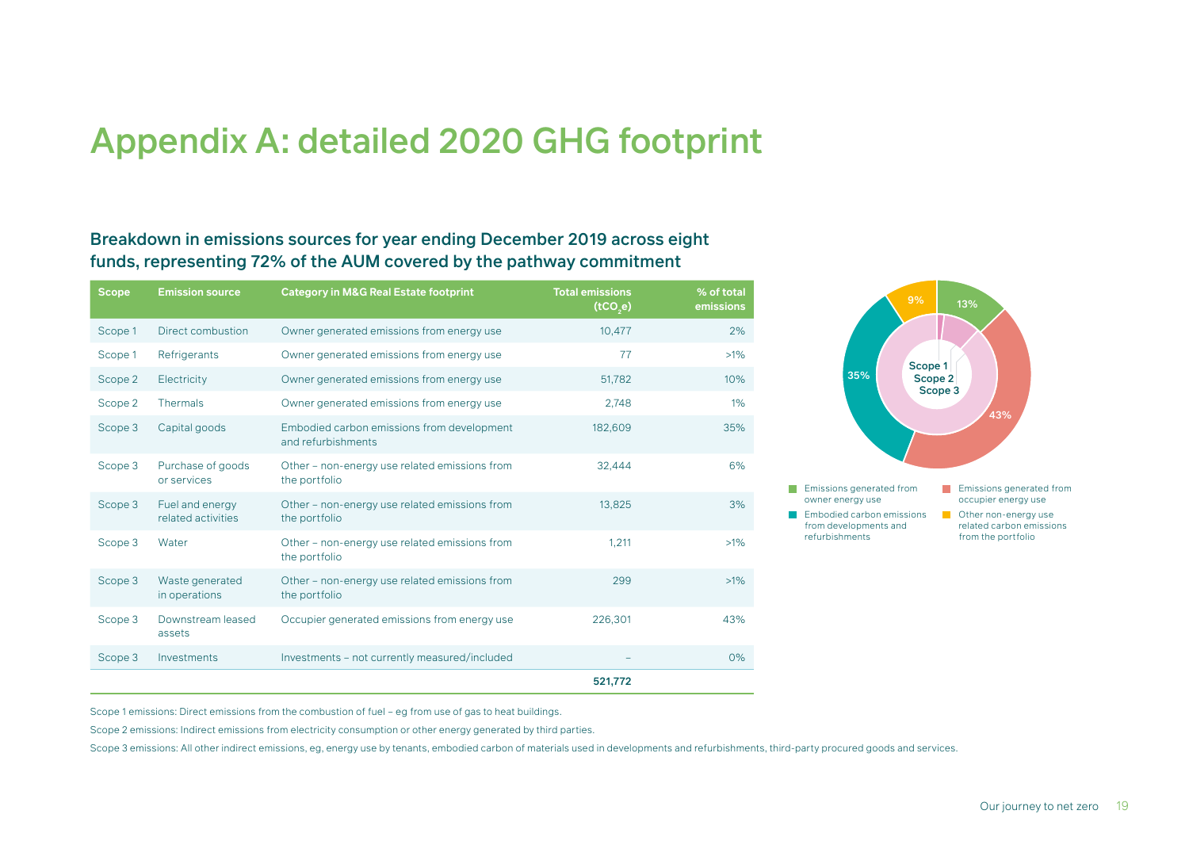# Appendix A: detailed 2020 GHG footprint

## Breakdown in emissions sources for year ending December 2019 across eight funds, representing 72% of the AUM covered by the pathway commitment

| Scope | Emission source | Category in M&G Real Estate footprint | Total emissions ($tCO_2e$) | % of total emissions |
|---|---|---|---|---|
| Scope 1 | Direct combustion | Owner generated emissions from energy use | 10,477 | 2% |
| Scope 1 | Refrigerants | Owner generated emissions from energy use | 77 | >1% |
| Scope 2 | Electricity | Owner generated emissions from energy use | 51,782 | 10% |
| Scope 2 | Thermals | Owner generated emissions from energy use | 2,748 | 1% |
| Scope 3 | Capital goods | Embodied carbon emissions from development and refurbishments | 182,609 | 35% |
| Scope 3 | Purchase of goods or services | Other – non-energy use related emissions from the portfolio | 32,444 | 6% |
| Scope 3 | Fuel and energy related activities | Other – non-energy use related emissions from the portfolio | 13,825 | 3% |
| Scope 3 | Water | Other – non-energy use related emissions from the portfolio | 1,211 | >1% |
| Scope 3 | Waste generated in operations | Other – non-energy use related emissions from the portfolio | 299 | >1% |
| Scope 3 | Downstream leased assets | Occupier generated emissions from energy use | 226,301 | 43% |
| Scope 3 | Investments | Investments – not currently measured/included | – | 0% |
| | | | **521,772** | |

Scope 1 / Scope 2 / Scope 3: 13%, 43%, 35%, 9%

- Emissions generated from owner energy use
- Emissions generated from occupier energy use
- Embodied carbon emissions from developments and refurbishments
- Other non-energy use related carbon emissions from the portfolio

Scope 1 emissions: Direct emissions from the combustion of fuel – eg from use of gas to heat buildings.

Scope 2 emissions: Indirect emissions from electricity consumption or other energy generated by third parties.

Scope 3 emissions: All other indirect emissions, eg, energy use by tenants, embodied carbon of materials used in developments and refurbishments, third-party procured goods and services.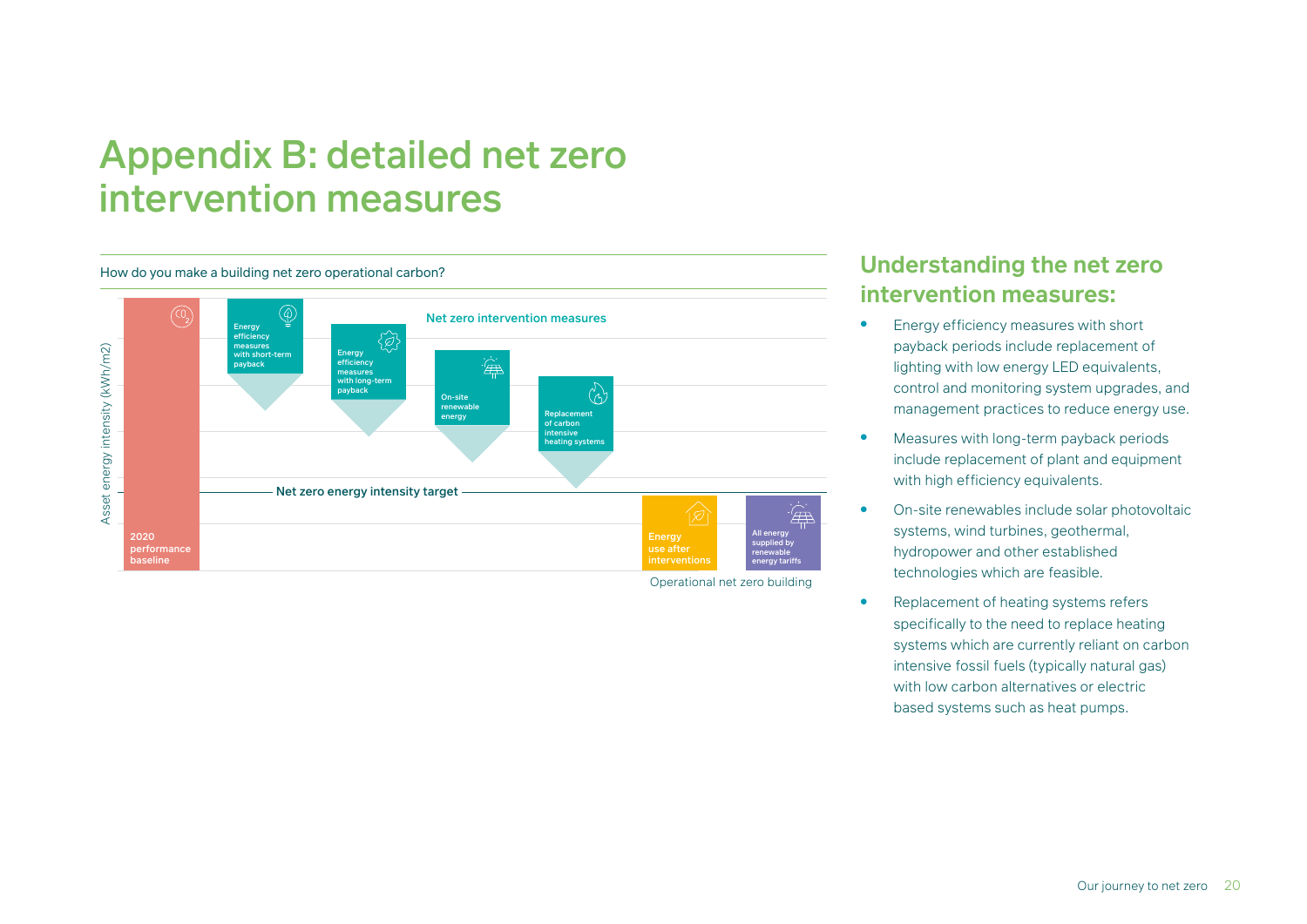# Appendix B: detailed net zero intervention measures

How do you make a building net zero operational carbon?

Asset energy intensity (kWh/m2)

2020 performance baseline

Energy efficiency measures with short-term payback

Energy efficiency measures with long-term payback

On-site renewable energy

Replacement of carbon intensive heating systems

Net zero intervention measures

Net zero energy intensity target

Energy use after interventions

All energy supplied by renewable energy tariffs

Operational net zero building

## Understanding the net zero intervention measures:

- Energy efficiency measures with short payback periods include replacement of lighting with low energy LED equivalents, control and monitoring system upgrades, and management practices to reduce energy use.
- Measures with long-term payback periods include replacement of plant and equipment with high efficiency equivalents.
- On-site renewables include solar photovoltaic systems, wind turbines, geothermal, hydropower and other established technologies which are feasible.
- Replacement of heating systems refers specifically to the need to replace heating systems which are currently reliant on carbon intensive fossil fuels (typically natural gas) with low carbon alternatives or electric based systems such as heat pumps.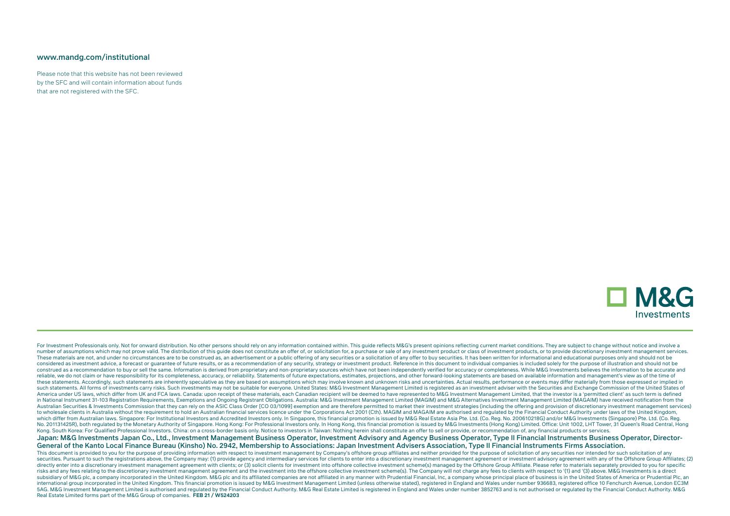**www.mandg.com/institutional**

Please note that this website has not been reviewed by the SFC and will contain information about funds that are not registered with the SFC.

M&G Investments

For Investment Professionals only. Not for onward distribution. No other persons should rely on any information contained within. This guide reflects M&G's present opinions reflecting current market conditions. They are subject to change without notice and involve a number of assumptions which may not prove valid. The distribution of this guide does not constitute an offer of, or solicitation for, a purchase or sale of any investment product or class of investment products, or to provide discretionary investment management services. These materials are not, and under no circumstances are to be construed as, an advertisement or a public offering of any securities or a solicitation of any offer to buy securities. It has been written for informational and educational purposes only and should not be considered as investment advice, a forecast or guarantee of future results, or as a recommendation of any security, strategy or investment product. Reference in this document to individual companies is included solely for the purpose of illustration and should not be construed as a recommendation to buy or sell the same. Information is derived from proprietary and non-proprietary sources which have not been independently verified for accuracy or completeness. While M&G Investments believes the information to be accurate and reliable, we do not claim or have responsibility for its completeness, accuracy, or reliability. Statements of future expectations, estimates, projections, and other forward-looking statements are based on available information and management's view as of the time of these statements. Accordingly, such statements are inherently speculative as they are based on assumptions which may involve known and unknown risks and uncertainties. Actual results, performance or events may differ materially from those expressed or implied in such statements. All forms of investments carry risks. Such investments may not be suitable for everyone. United States: M&G Investment Management Limited is registered as an investment adviser with the Securities and Exchange Commission of the United States of America under US laws, which differ from UK and FCA laws. Canada: upon receipt of these materials, each Canadian recipient will be deemed to have represented to M&G Investment Management Limited, that the investor is a 'permitted client' as such term is defined in National Instrument 31-103 Registration Requirements, Exemptions and Ongoing Registrant Obligations. Australia: M&G Investment Management Limited (MAGIM) and M&G Alternatives Investment Management Limited (MAGAIM) have received notification from the Australian Securities & Investments Commission that they can rely on the ASIC Class Order [CO 03/1099] exemption and are therefore permitted to market their investment strategies (including the offering and provision of discretionary investment management services) to wholesale clients in Australia without the requirement to hold an Australian financial services licence under the Corporations Act 2001 (Cth). MAGIM and MAGAIM are authorised and regulated by the Financial Conduct Authority under laws of the United Kingdom, which differ from Australian laws. Singapore: For Institutional Investors and Accredited Investors only. In Singapore, this financial promotion is issued by M&G Real Estate Asia Pte. Ltd. (Co. Reg. No. 200610218G) and/or M&G Investments (Singapore) Pte. Ltd. (Co. Reg. No. 201131425R), both regulated by the Monetary Authority of Singapore. Hong Kong: For Professional Investors only. In Hong Kong, this financial promotion is issued by M&G Investments (Hong Kong) Limited. Office: Unit 1002, LHT Tower, 31 Queen's Road Central, Hong Kong. South Korea: For Qualified Professional Investors. China: on a cross-border basis only. Notice to investors in Taiwan: Nothing herein shall constitute an offer to sell or provide, or recommendation of, any financial products or services.

**Japan: M&G Investments Japan Co., Ltd., Investment Management Business Operator, Investment Advisory and Agency Business Operator, Type II Financial Instruments Business Operator, Director-General of the Kanto Local Finance Bureau (Kinsho) No. 2942, Membership to Associations: Japan Investment Advisers Association, Type II Financial Instruments Firms Association.**

This document is provided to you for the purpose of providing information with respect to investment management by Company's offshore group affiliates and neither provided for the purpose of solicitation of any securities nor intended for such solicitation of any securities. Pursuant to such the registrations above, the Company may: (1) provide agency and intermediary services for clients to enter into a discretionary investment management agreement or investment advisory agreement with any of the Offshore Group Affiliates; (2) directly enter into a discretionary investment management agreement with clients; or (3) solicit clients for investment into offshore collective investment scheme(s) managed by the Offshore Group Affiliate. Please refer to materials separately provided to you for specific risks and any fees relating to the discretionary investment management agreement and the investment into the offshore collective investment scheme(s). The Company will not charge any fees to clients with respect to '(1) and '(3) above. M&G Investments is a direct subsidiary of M&G plc, a company incorporated in the United Kingdom. M&G plc and its affiliated companies are not affiliated in any manner with Prudential Financial, Inc, a company whose principal place of business is in the United States of America or Prudential Plc, an international group incorporated in the United Kingdom. This financial promotion is issued by M&G Investment Management Limited (unless otherwise stated), registered in England and Wales under number 936683, registered office 10 Fenchurch Avenue, London EC3M 5AG. M&G Investment Management Limited is authorised and regulated by the Financial Conduct Authority. M&G Real Estate Limited is registered in England and Wales under number 3852763 and is not authorised or regulated by the Financial Conduct Authority. M&G Real Estate Limited forms part of the M&G Group of companies. **FEB 21 / W524203**